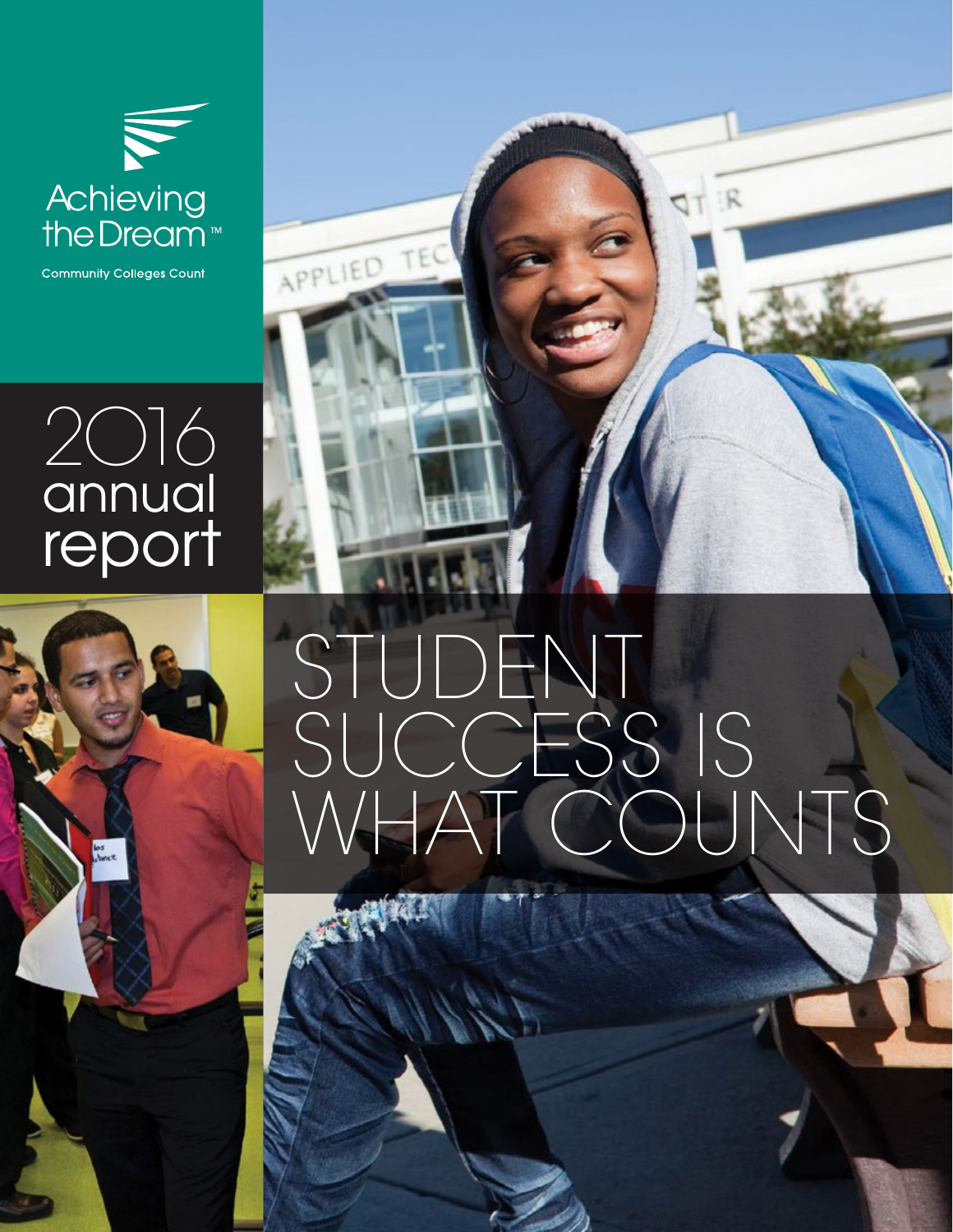Achieving the Dream™

Community Colleges Count

# 2016 annual report

# STUDENT SUCCESS IS WHAT COUNTS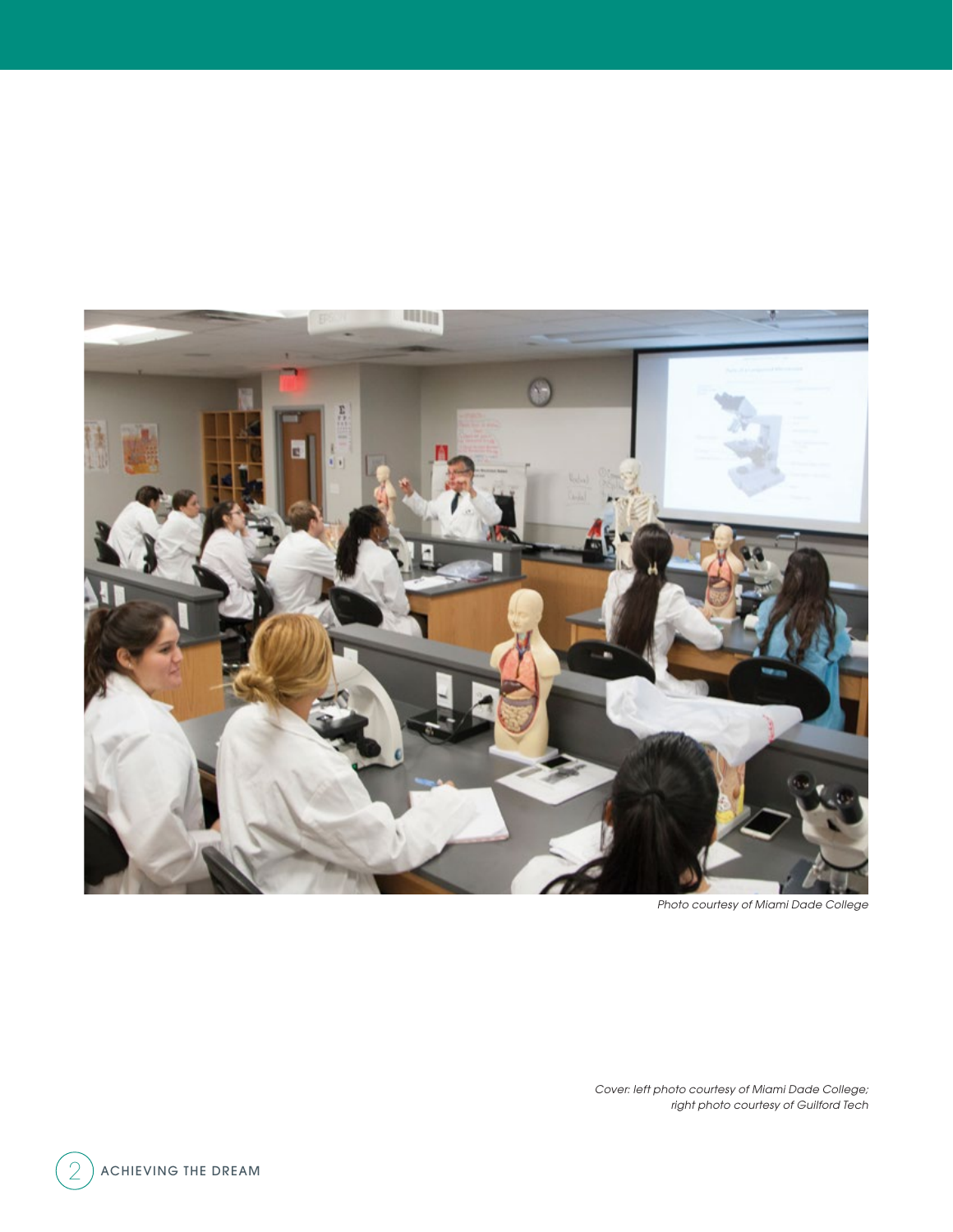*Photo courtesy of Miami Dade College*

*Cover: left photo courtesy of Miami Dade College; right photo courtesy of Guilford Tech*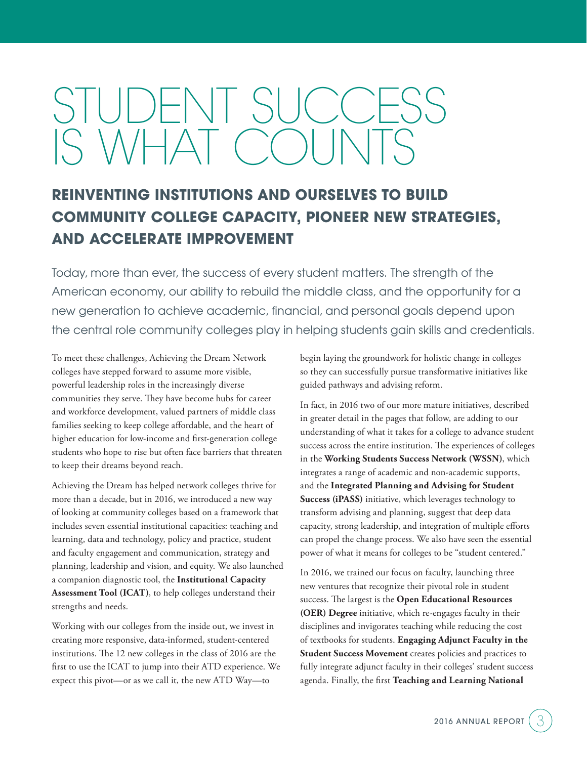# STUDENT SUCCESS IS WHAT COUNTS

## REINVENTING INSTITUTIONS AND OURSELVES TO BUILD COMMUNITY COLLEGE CAPACITY, PIONEER NEW STRATEGIES, AND ACCELERATE IMPROVEMENT

Today, more than ever, the success of every student matters. The strength of the American economy, our ability to rebuild the middle class, and the opportunity for a new generation to achieve academic, financial, and personal goals depend upon the central role community colleges play in helping students gain skills and credentials.

To meet these challenges, Achieving the Dream Network colleges have stepped forward to assume more visible, powerful leadership roles in the increasingly diverse communities they serve. They have become hubs for career and workforce development, valued partners of middle class families seeking to keep college affordable, and the heart of higher education for low-income and first-generation college students who hope to rise but often face barriers that threaten to keep their dreams beyond reach.

Achieving the Dream has helped network colleges thrive for more than a decade, but in 2016, we introduced a new way of looking at community colleges based on a framework that includes seven essential institutional capacities: teaching and learning, data and technology, policy and practice, student and faculty engagement and communication, strategy and planning, leadership and vision, and equity. We also launched a companion diagnostic tool, the **Institutional Capacity Assessment Tool (ICAT)**, to help colleges understand their strengths and needs.

Working with our colleges from the inside out, we invest in creating more responsive, data-informed, student-centered institutions. The 12 new colleges in the class of 2016 are the first to use the ICAT to jump into their ATD experience. We expect this pivot—or as we call it, the new ATD Way—to begin laying the groundwork for holistic change in colleges so they can successfully pursue transformative initiatives like guided pathways and advising reform.

In fact, in 2016 two of our more mature initiatives, described in greater detail in the pages that follow, are adding to our understanding of what it takes for a college to advance student success across the entire institution. The experiences of colleges in the **Working Students Success Network (WSSN)**, which integrates a range of academic and non-academic supports, and the **Integrated Planning and Advising for Student Success (iPASS)** initiative, which leverages technology to transform advising and planning, suggest that deep data capacity, strong leadership, and integration of multiple efforts can propel the change process. We also have seen the essential power of what it means for colleges to be "student centered."

In 2016, we trained our focus on faculty, launching three new ventures that recognize their pivotal role in student success. The largest is the **Open Educational Resources (OER) Degree** initiative, which re-engages faculty in their disciplines and invigorates teaching while reducing the cost of textbooks for students. **Engaging Adjunct Faculty in the Student Success Movement** creates policies and practices to fully integrate adjunct faculty in their colleges' student success agenda. Finally, the first **Teaching and Learning National**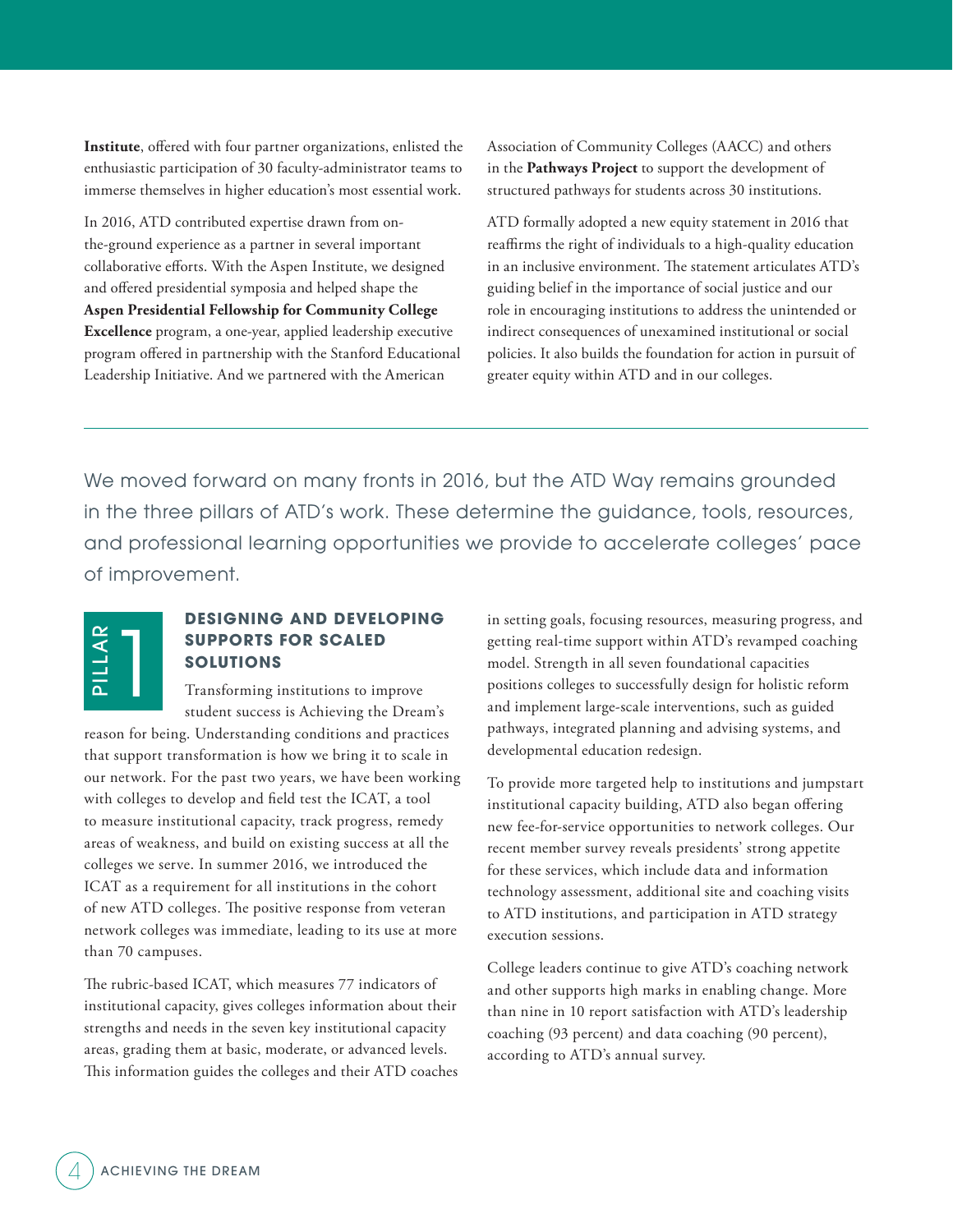**Institute**, offered with four partner organizations, enlisted the enthusiastic participation of 30 faculty-administrator teams to immerse themselves in higher education's most essential work.

In 2016, ATD contributed expertise drawn from on-the-ground experience as a partner in several important collaborative efforts. With the Aspen Institute, we designed and offered presidential symposia and helped shape the **Aspen Presidential Fellowship for Community College Excellence** program, a one-year, applied leadership executive program offered in partnership with the Stanford Educational Leadership Initiative. And we partnered with the American Association of Community Colleges (AACC) and others in the **Pathways Project** to support the development of structured pathways for students across 30 institutions.

ATD formally adopted a new equity statement in 2016 that reaffirms the right of individuals to a high-quality education in an inclusive environment. The statement articulates ATD's guiding belief in the importance of social justice and our role in encouraging institutions to address the unintended or indirect consequences of unexamined institutional or social policies. It also builds the foundation for action in pursuit of greater equity within ATD and in our colleges.

---

We moved forward on many fronts in 2016, but the ATD Way remains grounded in the three pillars of ATD's work. These determine the guidance, tools, resources, and professional learning opportunities we provide to accelerate colleges' pace of improvement.

## PILLAR 1: DESIGNING AND DEVELOPING SUPPORTS FOR SCALED SOLUTIONS

Transforming institutions to improve student success is Achieving the Dream's reason for being. Understanding conditions and practices that support transformation is how we bring it to scale in our network. For the past two years, we have been working with colleges to develop and field test the ICAT, a tool to measure institutional capacity, track progress, remedy areas of weakness, and build on existing success at all the colleges we serve. In summer 2016, we introduced the ICAT as a requirement for all institutions in the cohort of new ATD colleges. The positive response from veteran network colleges was immediate, leading to its use at more than 70 campuses.

The rubric-based ICAT, which measures 77 indicators of institutional capacity, gives colleges information about their strengths and needs in the seven key institutional capacity areas, grading them at basic, moderate, or advanced levels. This information guides the colleges and their ATD coaches in setting goals, focusing resources, measuring progress, and getting real-time support within ATD's revamped coaching model. Strength in all seven foundational capacities positions colleges to successfully design for holistic reform and implement large-scale interventions, such as guided pathways, integrated planning and advising systems, and developmental education redesign.

To provide more targeted help to institutions and jumpstart institutional capacity building, ATD also began offering new fee-for-service opportunities to network colleges. Our recent member survey reveals presidents' strong appetite for these services, which include data and information technology assessment, additional site and coaching visits to ATD institutions, and participation in ATD strategy execution sessions.

College leaders continue to give ATD's coaching network and other supports high marks in enabling change. More than nine in 10 report satisfaction with ATD's leadership coaching (93 percent) and data coaching (90 percent), according to ATD's annual survey.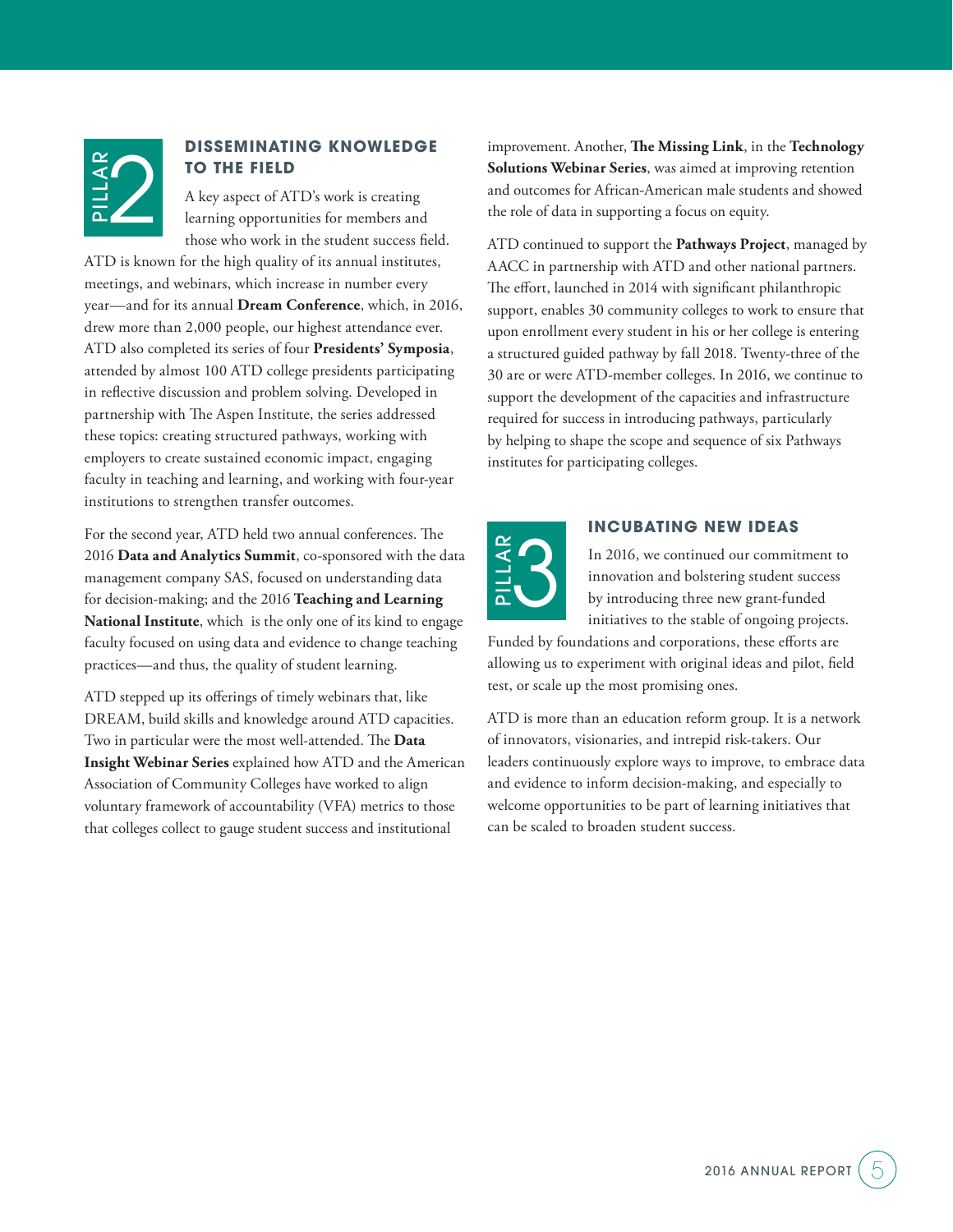## PILLAR 2

## DISSEMINATING KNOWLEDGE TO THE FIELD

A key aspect of ATD's work is creating learning opportunities for members and those who work in the student success field. ATD is known for the high quality of its annual institutes, meetings, and webinars, which increase in number every year—and for its annual **Dream Conference**, which, in 2016, drew more than 2,000 people, our highest attendance ever. ATD also completed its series of four **Presidents' Symposia**, attended by almost 100 ATD college presidents participating in reflective discussion and problem solving. Developed in partnership with The Aspen Institute, the series addressed these topics: creating structured pathways, working with employers to create sustained economic impact, engaging faculty in teaching and learning, and working with four-year institutions to strengthen transfer outcomes.

For the second year, ATD held two annual conferences. The 2016 **Data and Analytics Summit**, co-sponsored with the data management company SAS, focused on understanding data for decision-making; and the 2016 **Teaching and Learning National Institute**, which is the only one of its kind to engage faculty focused on using data and evidence to change teaching practices—and thus, the quality of student learning.

ATD stepped up its offerings of timely webinars that, like DREAM, build skills and knowledge around ATD capacities. Two in particular were the most well-attended. The **Data Insight Webinar Series** explained how ATD and the American Association of Community Colleges have worked to align voluntary framework of accountability (VFA) metrics to those that colleges collect to gauge student success and institutional improvement. Another, **The Missing Link**, in the **Technology Solutions Webinar Series**, was aimed at improving retention and outcomes for African-American male students and showed the role of data in supporting a focus on equity.

ATD continued to support the **Pathways Project**, managed by AACC in partnership with ATD and other national partners. The effort, launched in 2014 with significant philanthropic support, enables 30 community colleges to work to ensure that upon enrollment every student in his or her college is entering a structured guided pathway by fall 2018. Twenty-three of the 30 are or were ATD-member colleges. In 2016, we continue to support the development of the capacities and infrastructure required for success in introducing pathways, particularly by helping to shape the scope and sequence of six Pathways institutes for participating colleges.

## PILLAR 3

## INCUBATING NEW IDEAS

In 2016, we continued our commitment to innovation and bolstering student success by introducing three new grant-funded initiatives to the stable of ongoing projects. Funded by foundations and corporations, these efforts are allowing us to experiment with original ideas and pilot, field test, or scale up the most promising ones.

ATD is more than an education reform group. It is a network of innovators, visionaries, and intrepid risk-takers. Our leaders continuously explore ways to improve, to embrace data and evidence to inform decision-making, and especially to welcome opportunities to be part of learning initiatives that can be scaled to broaden student success.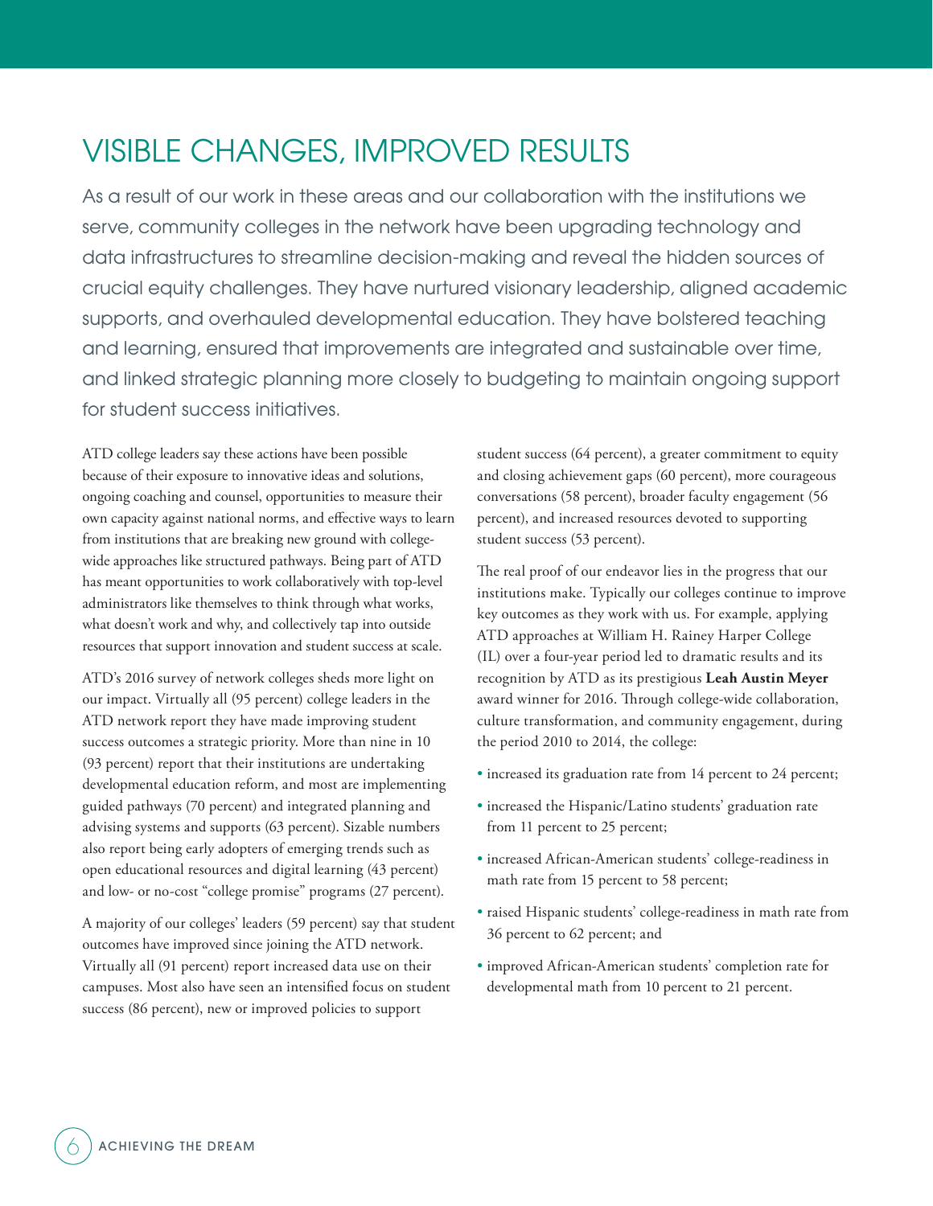# VISIBLE CHANGES, IMPROVED RESULTS

As a result of our work in these areas and our collaboration with the institutions we serve, community colleges in the network have been upgrading technology and data infrastructures to streamline decision-making and reveal the hidden sources of crucial equity challenges. They have nurtured visionary leadership, aligned academic supports, and overhauled developmental education. They have bolstered teaching and learning, ensured that improvements are integrated and sustainable over time, and linked strategic planning more closely to budgeting to maintain ongoing support for student success initiatives.

ATD college leaders say these actions have been possible because of their exposure to innovative ideas and solutions, ongoing coaching and counsel, opportunities to measure their own capacity against national norms, and effective ways to learn from institutions that are breaking new ground with college-wide approaches like structured pathways. Being part of ATD has meant opportunities to work collaboratively with top-level administrators like themselves to think through what works, what doesn't work and why, and collectively tap into outside resources that support innovation and student success at scale.

ATD's 2016 survey of network colleges sheds more light on our impact. Virtually all (95 percent) college leaders in the ATD network report they have made improving student success outcomes a strategic priority. More than nine in 10 (93 percent) report that their institutions are undertaking developmental education reform, and most are implementing guided pathways (70 percent) and integrated planning and advising systems and supports (63 percent). Sizable numbers also report being early adopters of emerging trends such as open educational resources and digital learning (43 percent) and low- or no-cost "college promise" programs (27 percent).

A majority of our colleges' leaders (59 percent) say that student outcomes have improved since joining the ATD network. Virtually all (91 percent) report increased data use on their campuses. Most also have seen an intensified focus on student success (86 percent), new or improved policies to support student success (64 percent), a greater commitment to equity and closing achievement gaps (60 percent), more courageous conversations (58 percent), broader faculty engagement (56 percent), and increased resources devoted to supporting student success (53 percent).

The real proof of our endeavor lies in the progress that our institutions make. Typically our colleges continue to improve key outcomes as they work with us. For example, applying ATD approaches at William H. Rainey Harper College (IL) over a four-year period led to dramatic results and its recognition by ATD as its prestigious **Leah Austin Meyer** award winner for 2016. Through college-wide collaboration, culture transformation, and community engagement, during the period 2010 to 2014, the college:

- increased its graduation rate from 14 percent to 24 percent;
- increased the Hispanic/Latino students' graduation rate from 11 percent to 25 percent;
- increased African-American students' college-readiness in math rate from 15 percent to 58 percent;
- raised Hispanic students' college-readiness in math rate from 36 percent to 62 percent; and
- improved African-American students' completion rate for developmental math from 10 percent to 21 percent.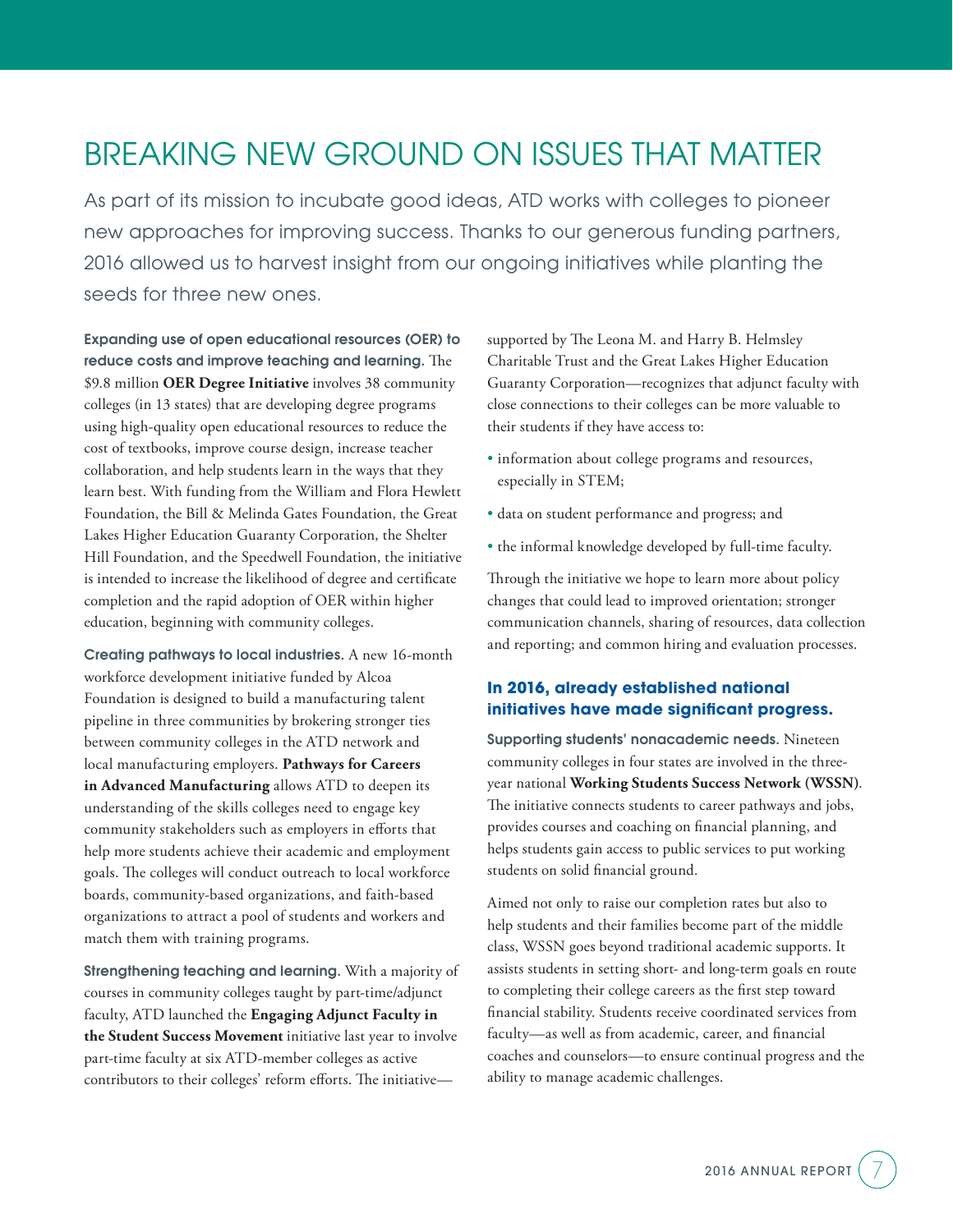# BREAKING NEW GROUND ON ISSUES THAT MATTER

As part of its mission to incubate good ideas, ATD works with colleges to pioneer new approaches for improving success. Thanks to our generous funding partners, 2016 allowed us to harvest insight from our ongoing initiatives while planting the seeds for three new ones.

**Expanding use of open educational resources (OER) to reduce costs and improve teaching and learning.** The $9.8 million **OER Degree Initiative** involves 38 community colleges (in 13 states) that are developing degree programs using high-quality open educational resources to reduce the cost of textbooks, improve course design, increase teacher collaboration, and help students learn in the ways that they learn best. With funding from the William and Flora Hewlett Foundation, the Bill & Melinda Gates Foundation, the Great Lakes Higher Education Guaranty Corporation, the Shelter Hill Foundation, and the Speedwell Foundation, the initiative is intended to increase the likelihood of degree and certificate completion and the rapid adoption of OER within higher education, beginning with community colleges.

**Creating pathways to local industries.** A new 16-month workforce development initiative funded by Alcoa Foundation is designed to build a manufacturing talent pipeline in three communities by brokering stronger ties between community colleges in the ATD network and local manufacturing employers. **Pathways for Careers in Advanced Manufacturing** allows ATD to deepen its understanding of the skills colleges need to engage key community stakeholders such as employers in efforts that help more students achieve their academic and employment goals. The colleges will conduct outreach to local workforce boards, community-based organizations, and faith-based organizations to attract a pool of students and workers and match them with training programs.

**Strengthening teaching and learning.** With a majority of courses in community colleges taught by part-time/adjunct faculty, ATD launched the **Engaging Adjunct Faculty in the Student Success Movement** initiative last year to involve part-time faculty at six ATD-member colleges as active contributors to their colleges' reform efforts. The initiative—supported by The Leona M. and Harry B. Helmsley Charitable Trust and the Great Lakes Higher Education Guaranty Corporation—recognizes that adjunct faculty with close connections to their colleges can be more valuable to their students if they have access to:

- information about college programs and resources, especially in STEM;
- data on student performance and progress; and
- the informal knowledge developed by full-time faculty.

Through the initiative we hope to learn more about policy changes that could lead to improved orientation; stronger communication channels, sharing of resources, data collection and reporting; and common hiring and evaluation processes.

## In 2016, already established national initiatives have made significant progress.

**Supporting students' nonacademic needs.** Nineteen community colleges in four states are involved in the three-year national **Working Students Success Network (WSSN)**. The initiative connects students to career pathways and jobs, provides courses and coaching on financial planning, and helps students gain access to public services to put working students on solid financial ground.

Aimed not only to raise our completion rates but also to help students and their families become part of the middle class, WSSN goes beyond traditional academic supports. It assists students in setting short- and long-term goals en route to completing their college careers as the first step toward financial stability. Students receive coordinated services from faculty—as well as from academic, career, and financial coaches and counselors—to ensure continual progress and the ability to manage academic challenges.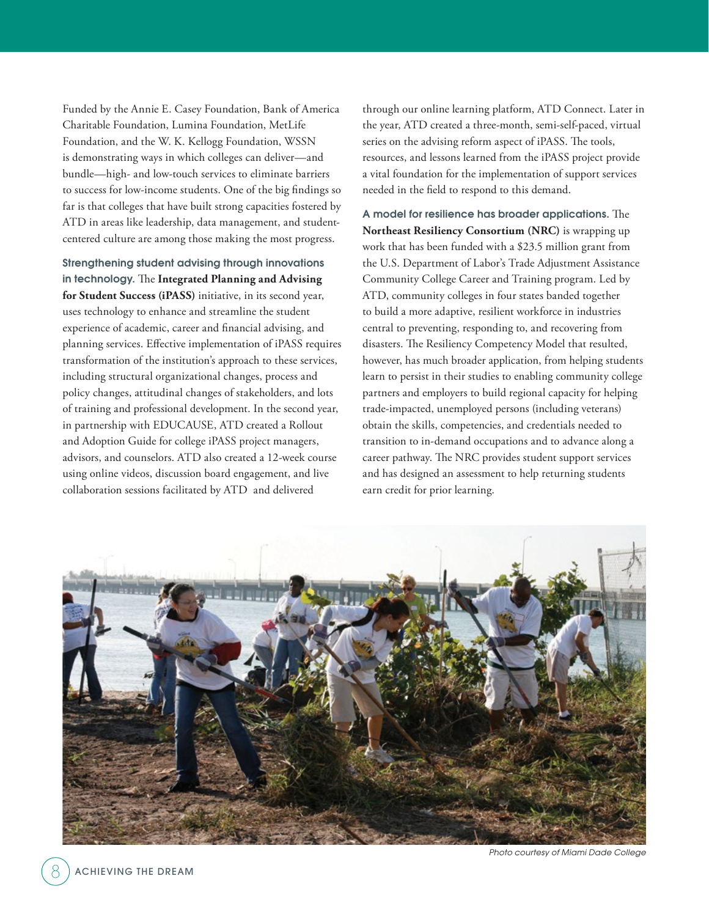Funded by the Annie E. Casey Foundation, Bank of America Charitable Foundation, Lumina Foundation, MetLife Foundation, and the W. K. Kellogg Foundation, WSSN is demonstrating ways in which colleges can deliver—and bundle—high- and low-touch services to eliminate barriers to success for low-income students. One of the big findings so far is that colleges that have built strong capacities fostered by ATD in areas like leadership, data management, and student-centered culture are among those making the most progress.

**Strengthening student advising through innovations in technology.** The **Integrated Planning and Advising for Student Success (iPASS)** initiative, in its second year, uses technology to enhance and streamline the student experience of academic, career and financial advising, and planning services. Effective implementation of iPASS requires transformation of the institution's approach to these services, including structural organizational changes, process and policy changes, attitudinal changes of stakeholders, and lots of training and professional development. In the second year, in partnership with EDUCAUSE, ATD created a Rollout and Adoption Guide for college iPASS project managers, advisors, and counselors. ATD also created a 12-week course using online videos, discussion board engagement, and live collaboration sessions facilitated by ATD and delivered through our online learning platform, ATD Connect. Later in the year, ATD created a three-month, semi-self-paced, virtual series on the advising reform aspect of iPASS. The tools, resources, and lessons learned from the iPASS project provide a vital foundation for the implementation of support services needed in the field to respond to this demand.

**A model for resilience has broader applications.** The **Northeast Resiliency Consortium (NRC)** is wrapping up work that has been funded with a $23.5 million grant from the U.S. Department of Labor's Trade Adjustment Assistance Community College Career and Training program. Led by ATD, community colleges in four states banded together to build a more adaptive, resilient workforce in industries central to preventing, responding to, and recovering from disasters. The Resiliency Competency Model that resulted, however, has much broader application, from helping students learn to persist in their studies to enabling community college partners and employers to build regional capacity for helping trade-impacted, unemployed persons (including veterans) obtain the skills, competencies, and credentials needed to transition to in-demand occupations and to advance along a career pathway. The NRC provides student support services and has designed an assessment to help returning students earn credit for prior learning.

*Photo courtesy of Miami Dade College*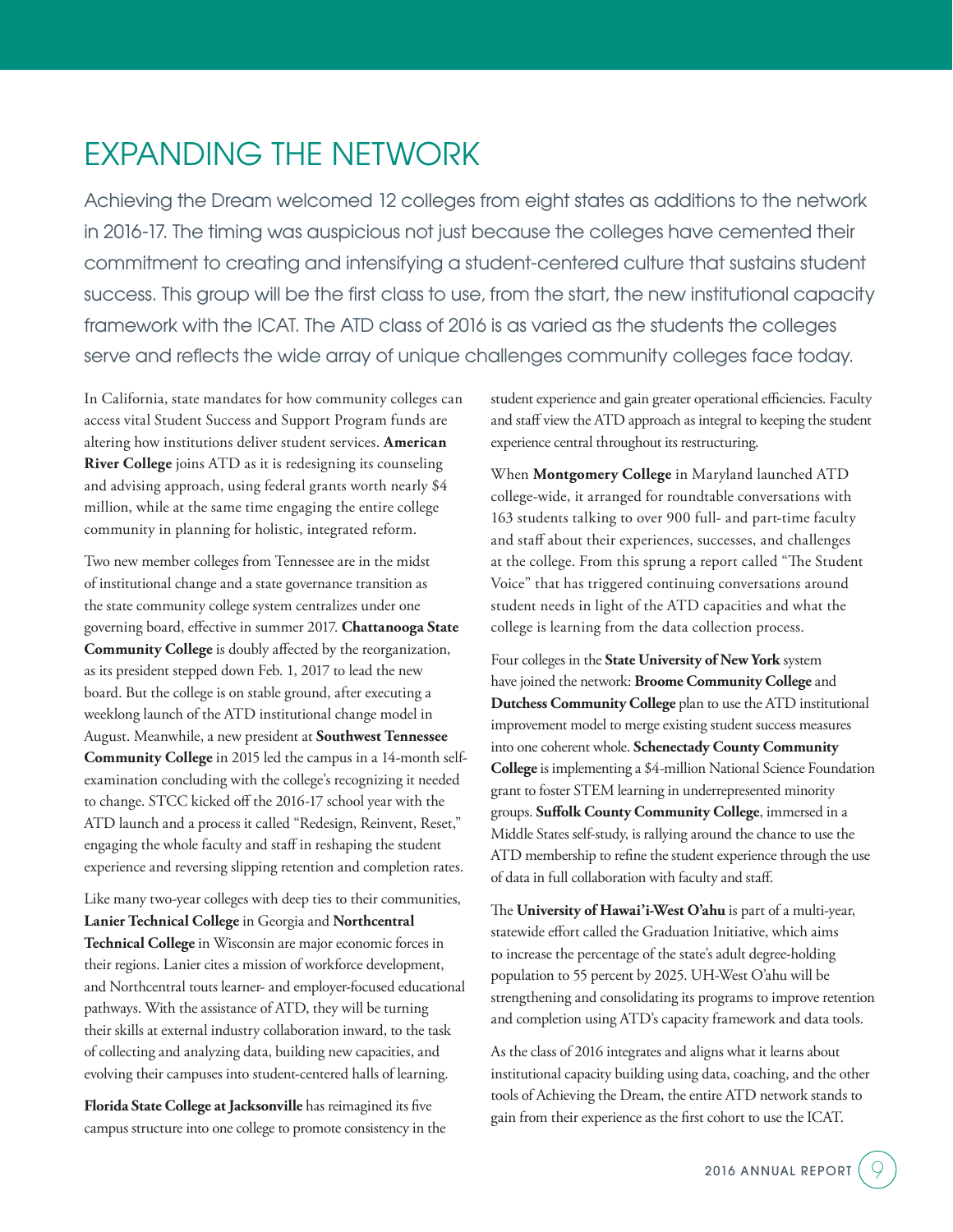# EXPANDING THE NETWORK

Achieving the Dream welcomed 12 colleges from eight states as additions to the network in 2016-17. The timing was auspicious not just because the colleges have cemented their commitment to creating and intensifying a student-centered culture that sustains student success. This group will be the first class to use, from the start, the new institutional capacity framework with the ICAT. The ATD class of 2016 is as varied as the students the colleges serve and reflects the wide array of unique challenges community colleges face today.

In California, state mandates for how community colleges can access vital Student Success and Support Program funds are altering how institutions deliver student services. **American River College** joins ATD as it is redesigning its counseling and advising approach, using federal grants worth nearly $4 million, while at the same time engaging the entire college community in planning for holistic, integrated reform.

Two new member colleges from Tennessee are in the midst of institutional change and a state governance transition as the state community college system centralizes under one governing board, effective in summer 2017. **Chattanooga State Community College** is doubly affected by the reorganization, as its president stepped down Feb. 1, 2017 to lead the new board. But the college is on stable ground, after executing a weeklong launch of the ATD institutional change model in August. Meanwhile, a new president at **Southwest Tennessee Community College** in 2015 led the campus in a 14-month self-examination concluding with the college's recognizing it needed to change. STCC kicked off the 2016-17 school year with the ATD launch and a process it called "Redesign, Reinvent, Reset," engaging the whole faculty and staff in reshaping the student experience and reversing slipping retention and completion rates.

Like many two-year colleges with deep ties to their communities, **Lanier Technical College** in Georgia and **Northcentral Technical College** in Wisconsin are major economic forces in their regions. Lanier cites a mission of workforce development, and Northcentral touts learner- and employer-focused educational pathways. With the assistance of ATD, they will be turning their skills at external industry collaboration inward, to the task of collecting and analyzing data, building new capacities, and evolving their campuses into student-centered halls of learning.

**Florida State College at Jacksonville** has reimagined its five campus structure into one college to promote consistency in the student experience and gain greater operational efficiencies. Faculty and staff view the ATD approach as integral to keeping the student experience central throughout its restructuring.

When **Montgomery College** in Maryland launched ATD college-wide, it arranged for roundtable conversations with 163 students talking to over 900 full- and part-time faculty and staff about their experiences, successes, and challenges at the college. From this sprung a report called "The Student Voice" that has triggered continuing conversations around student needs in light of the ATD capacities and what the college is learning from the data collection process.

Four colleges in the **State University of New York** system have joined the network: **Broome Community College** and **Dutchess Community College** plan to use the ATD institutional improvement model to merge existing student success measures into one coherent whole. **Schenectady County Community College** is implementing a $4-million National Science Foundation grant to foster STEM learning in underrepresented minority groups. **Suffolk County Community College**, immersed in a Middle States self-study, is rallying around the chance to use the ATD membership to refine the student experience through the use of data in full collaboration with faculty and staff.

The **University of Hawai'i-West O'ahu** is part of a multi-year, statewide effort called the Graduation Initiative, which aims to increase the percentage of the state's adult degree-holding population to 55 percent by 2025. UH-West O'ahu will be strengthening and consolidating its programs to improve retention and completion using ATD's capacity framework and data tools.

As the class of 2016 integrates and aligns what it learns about institutional capacity building using data, coaching, and the other tools of Achieving the Dream, the entire ATD network stands to gain from their experience as the first cohort to use the ICAT.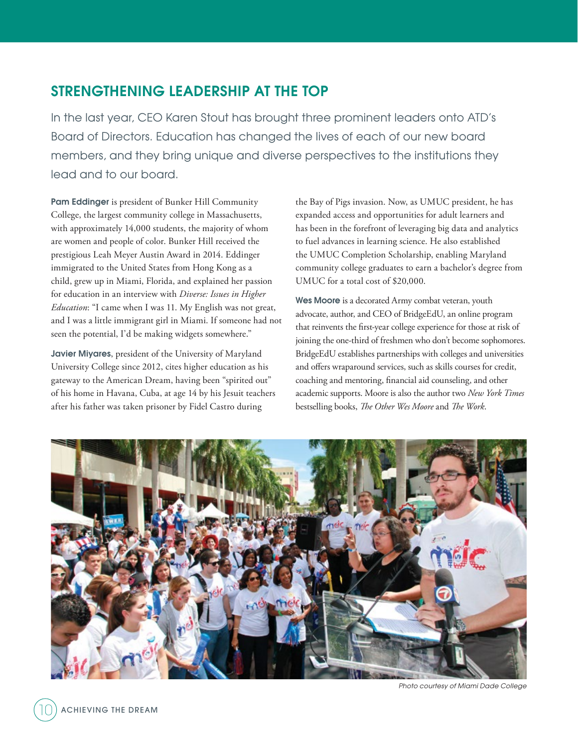## STRENGTHENING LEADERSHIP AT THE TOP

In the last year, CEO Karen Stout has brought three prominent leaders onto ATD's Board of Directors. Education has changed the lives of each of our new board members, and they bring unique and diverse perspectives to the institutions they lead and to our board.

**Pam Eddinger** is president of Bunker Hill Community College, the largest community college in Massachusetts, with approximately 14,000 students, the majority of whom are women and people of color. Bunker Hill received the prestigious Leah Meyer Austin Award in 2014. Eddinger immigrated to the United States from Hong Kong as a child, grew up in Miami, Florida, and explained her passion for education in an interview with *Diverse: Issues in Higher Education*: "I came when I was 11. My English was not great, and I was a little immigrant girl in Miami. If someone had not seen the potential, I'd be making widgets somewhere."

**Javier Miyares**, president of the University of Maryland University College since 2012, cites higher education as his gateway to the American Dream, having been "spirited out" of his home in Havana, Cuba, at age 14 by his Jesuit teachers after his father was taken prisoner by Fidel Castro during the Bay of Pigs invasion. Now, as UMUC president, he has expanded access and opportunities for adult learners and has been in the forefront of leveraging big data and analytics to fuel advances in learning science. He also established the UMUC Completion Scholarship, enabling Maryland community college graduates to earn a bachelor's degree from UMUC for a total cost of $20,000.

**Wes Moore** is a decorated Army combat veteran, youth advocate, author, and CEO of BridgeEdU, an online program that reinvents the first-year college experience for those at risk of joining the one-third of freshmen who don't become sophomores. BridgeEdU establishes partnerships with colleges and universities and offers wraparound services, such as skills courses for credit, coaching and mentoring, financial aid counseling, and other academic supports. Moore is also the author two *New York Times* bestselling books, *The Other Wes Moore* and *The Work*.

*Photo courtesy of Miami Dade College*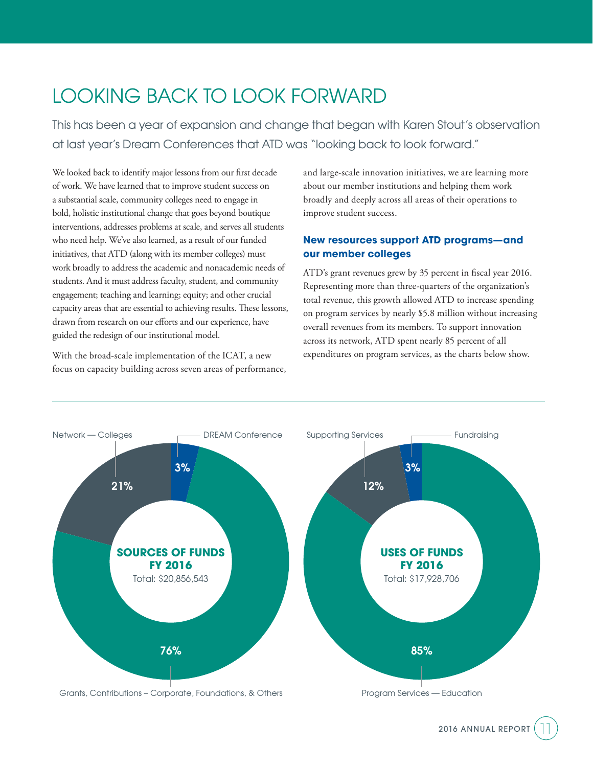# LOOKING BACK TO LOOK FORWARD

This has been a year of expansion and change that began with Karen Stout's observation at last year's Dream Conferences that ATD was "looking back to look forward."

We looked back to identify major lessons from our first decade of work. We have learned that to improve student success on a substantial scale, community colleges need to engage in bold, holistic institutional change that goes beyond boutique interventions, addresses problems at scale, and serves all students who need help. We've also learned, as a result of our funded initiatives, that ATD (along with its member colleges) must work broadly to address the academic and nonacademic needs of students. And it must address faculty, student, and community engagement; teaching and learning; equity; and other crucial capacity areas that are essential to achieving results. These lessons, drawn from research on our efforts and our experience, have guided the redesign of our institutional model.

With the broad-scale implementation of the ICAT, a new focus on capacity building across seven areas of performance, and large-scale innovation initiatives, we are learning more about our member institutions and helping them work broadly and deeply across all areas of their operations to improve student success.

### New resources support ATD programs—and our member colleges

ATD's grant revenues grew by 35 percent in fiscal year 2016. Representing more than three-quarters of the organization's total revenue, this growth allowed ATD to increase spending on program services by nearly $5.8 million without increasing overall revenues from its members. To support innovation across its network, ATD spent nearly 85 percent of all expenditures on program services, as the charts below show.

**SOURCES OF FUNDS FY 2016**
Total: $20,856,543

| Source | Percent |
| --- | --- |
| Grants, Contributions – Corporate, Foundations, & Others | 76% |
| Network — Colleges | 21% |
| DREAM Conference | 3% |

**USES OF FUNDS FY 2016**
Total: $17,928,706

| Use | Percent |
| --- | --- |
| Program Services — Education | 85% |
| Supporting Services | 12% |
| Fundraising | 3% |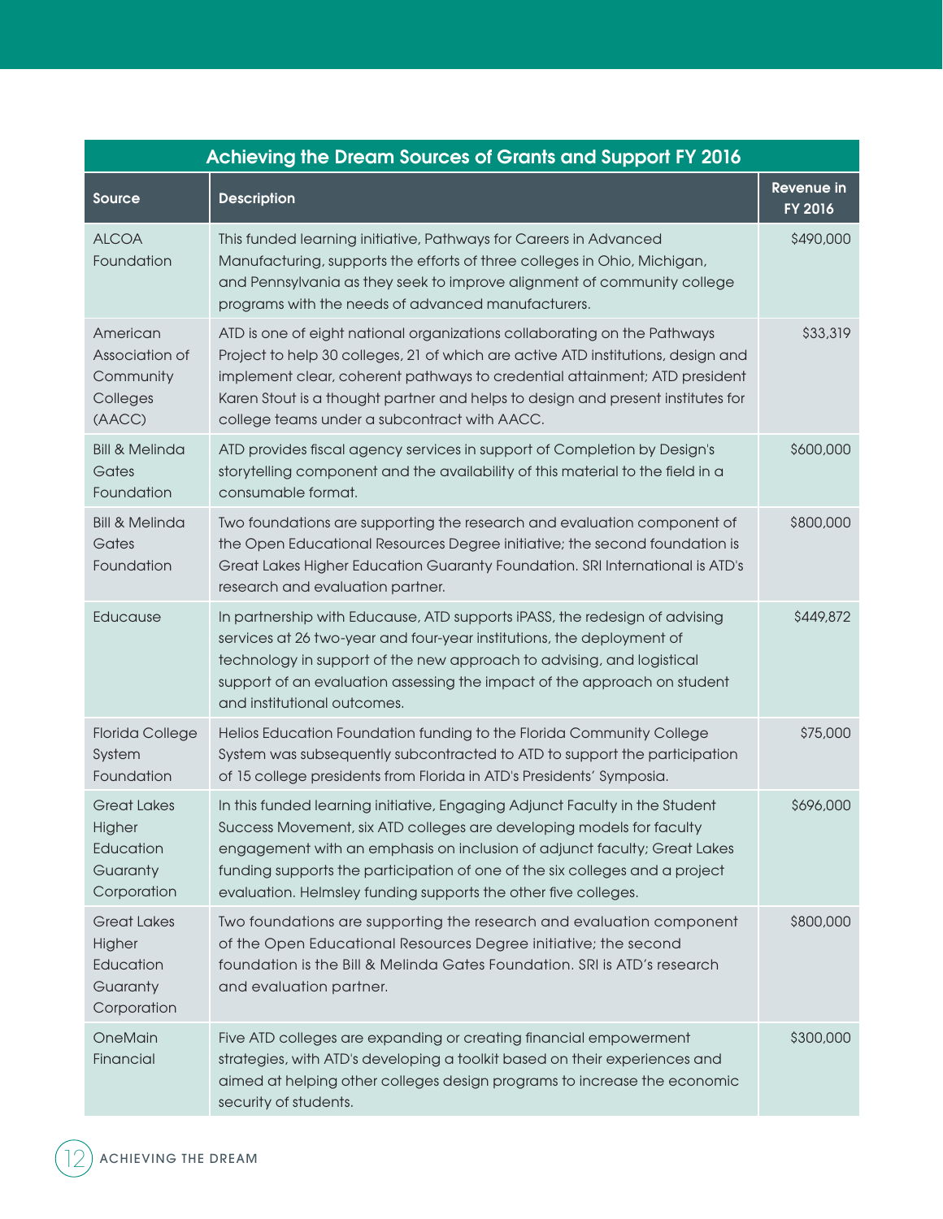## Achieving the Dream Sources of Grants and Support FY 2016

| Source | Description | Revenue in FY 2016 |
| --- | --- | --- |
| ALCOA Foundation | This funded learning initiative, Pathways for Careers in Advanced Manufacturing, supports the efforts of three colleges in Ohio, Michigan, and Pennsylvania as they seek to improve alignment of community college programs with the needs of advanced manufacturers. | $490,000 |
| American Association of Community Colleges (AACC) | ATD is one of eight national organizations collaborating on the Pathways Project to help 30 colleges, 21 of which are active ATD institutions, design and implement clear, coherent pathways to credential attainment; ATD president Karen Stout is a thought partner and helps to design and present institutes for college teams under a subcontract with AACC. | $33,319 |
| Bill & Melinda Gates Foundation | ATD provides fiscal agency services in support of Completion by Design's storytelling component and the availability of this material to the field in a consumable format. | $600,000 |
| Bill & Melinda Gates Foundation | Two foundations are supporting the research and evaluation component of the Open Educational Resources Degree initiative; the second foundation is Great Lakes Higher Education Guaranty Foundation. SRI International is ATD's research and evaluation partner. | $800,000 |
| Educause | In partnership with Educause, ATD supports iPASS, the redesign of advising services at 26 two-year and four-year institutions, the deployment of technology in support of the new approach to advising, and logistical support of an evaluation assessing the impact of the approach on student and institutional outcomes. | $449,872 |
| Florida College System Foundation | Helios Education Foundation funding to the Florida Community College System was subsequently subcontracted to ATD to support the participation of 15 college presidents from Florida in ATD's Presidents' Symposia. | $75,000 |
| Great Lakes Higher Education Guaranty Corporation | In this funded learning initiative, Engaging Adjunct Faculty in the Student Success Movement, six ATD colleges are developing models for faculty engagement with an emphasis on inclusion of adjunct faculty; Great Lakes funding supports the participation of one of the six colleges and a project evaluation. Helmsley funding supports the other five colleges. | $696,000 |
| Great Lakes Higher Education Guaranty Corporation | Two foundations are supporting the research and evaluation component of the Open Educational Resources Degree initiative; the second foundation is the Bill & Melinda Gates Foundation. SRI is ATD's research and evaluation partner. | $800,000 |
| OneMain Financial | Five ATD colleges are expanding or creating financial empowerment strategies, with ATD's developing a toolkit based on their experiences and aimed at helping other colleges design programs to increase the economic security of students. | $300,000 |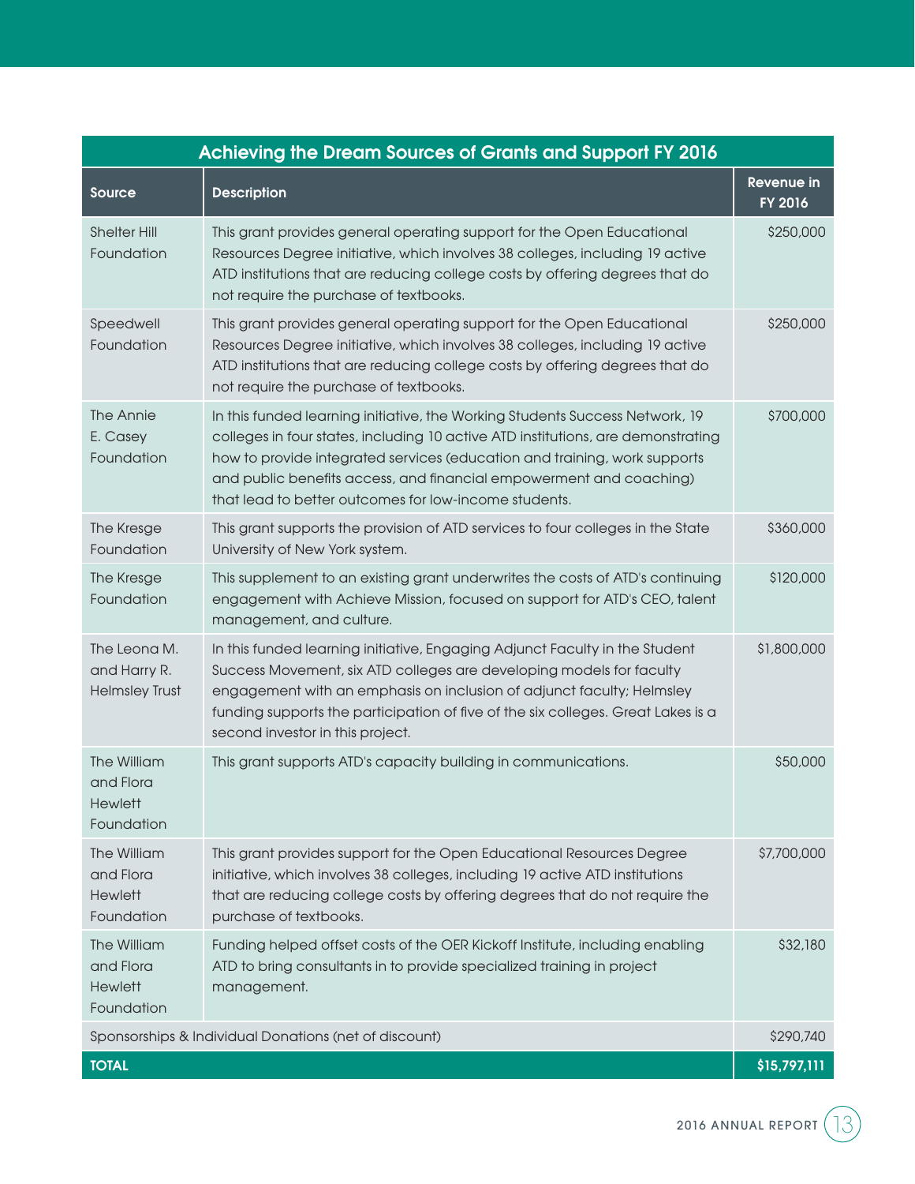| Achieving the Dream Sources of Grants and Support FY 2016 | | |
|---|---|---|
| **Source** | **Description** | **Revenue in FY 2016** |
| Shelter Hill Foundation | This grant provides general operating support for the Open Educational Resources Degree initiative, which involves 38 colleges, including 19 active ATD institutions that are reducing college costs by offering degrees that do not require the purchase of textbooks. | $250,000 |
| Speedwell Foundation | This grant provides general operating support for the Open Educational Resources Degree initiative, which involves 38 colleges, including 19 active ATD institutions that are reducing college costs by offering degrees that do not require the purchase of textbooks. | $250,000 |
| The Annie E. Casey Foundation | In this funded learning initiative, the Working Students Success Network, 19 colleges in four states, including 10 active ATD institutions, are demonstrating how to provide integrated services (education and training, work supports and public benefits access, and financial empowerment and coaching) that lead to better outcomes for low-income students. | $700,000 |
| The Kresge Foundation | This grant supports the provision of ATD services to four colleges in the State University of New York system. | $360,000 |
| The Kresge Foundation | This supplement to an existing grant underwrites the costs of ATD's continuing engagement with Achieve Mission, focused on support for ATD's CEO, talent management, and culture. | $120,000 |
| The Leona M. and Harry R. Helmsley Trust | In this funded learning initiative, Engaging Adjunct Faculty in the Student Success Movement, six ATD colleges are developing models for faculty engagement with an emphasis on inclusion of adjunct faculty; Helmsley funding supports the participation of five of the six colleges. Great Lakes is a second investor in this project. | $1,800,000 |
| The William and Flora Hewlett Foundation | This grant supports ATD's capacity building in communications. | $50,000 |
| The William and Flora Hewlett Foundation | This grant provides support for the Open Educational Resources Degree initiative, which involves 38 colleges, including 19 active ATD institutions that are reducing college costs by offering degrees that do not require the purchase of textbooks. | $7,700,000 |
| The William and Flora Hewlett Foundation | Funding helped offset costs of the OER Kickoff Institute, including enabling ATD to bring consultants in to provide specialized training in project management. | $32,180 |
| Sponsorships & Individual Donations (net of discount) | | $290,740 |
| **TOTAL** | | **$15,797,111** |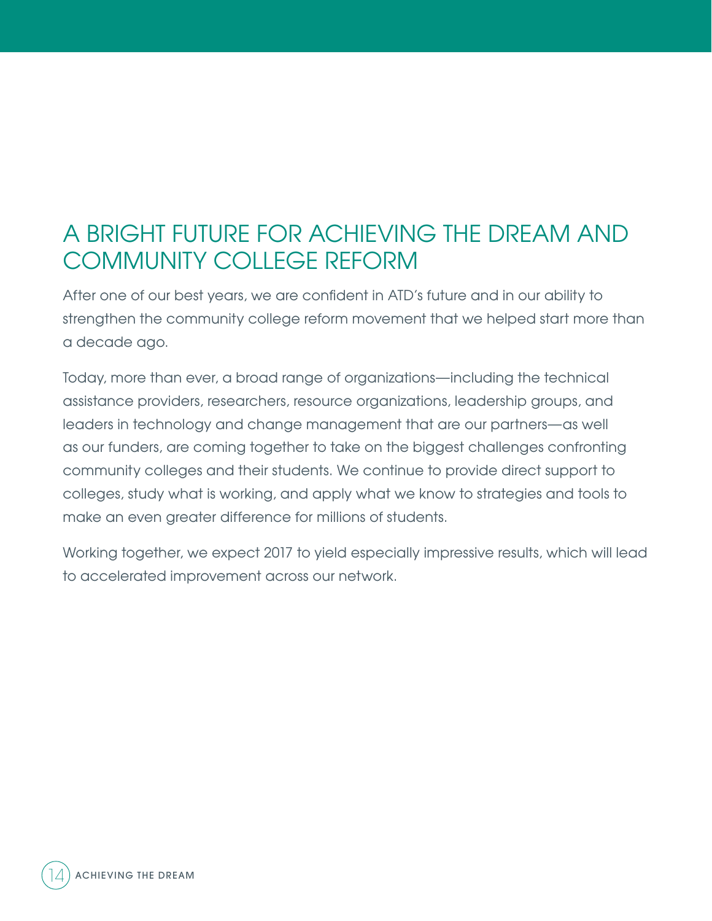## A BRIGHT FUTURE FOR ACHIEVING THE DREAM AND COMMUNITY COLLEGE REFORM

After one of our best years, we are confident in ATD's future and in our ability to strengthen the community college reform movement that we helped start more than a decade ago.

Today, more than ever, a broad range of organizations—including the technical assistance providers, researchers, resource organizations, leadership groups, and leaders in technology and change management that are our partners—as well as our funders, are coming together to take on the biggest challenges confronting community colleges and their students. We continue to provide direct support to colleges, study what is working, and apply what we know to strategies and tools to make an even greater difference for millions of students.

Working together, we expect 2017 to yield especially impressive results, which will lead to accelerated improvement across our network.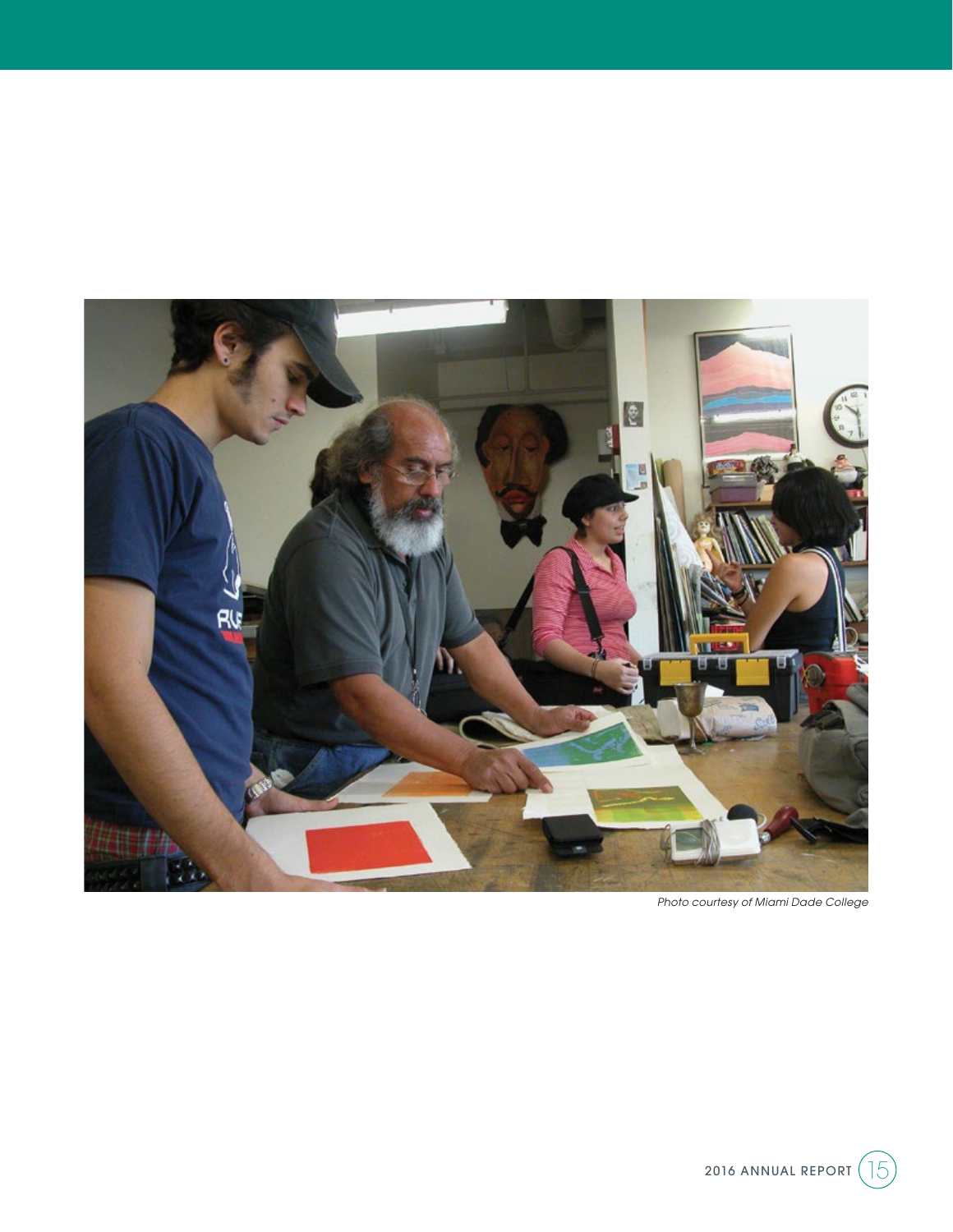*Photo courtesy of Miami Dade College*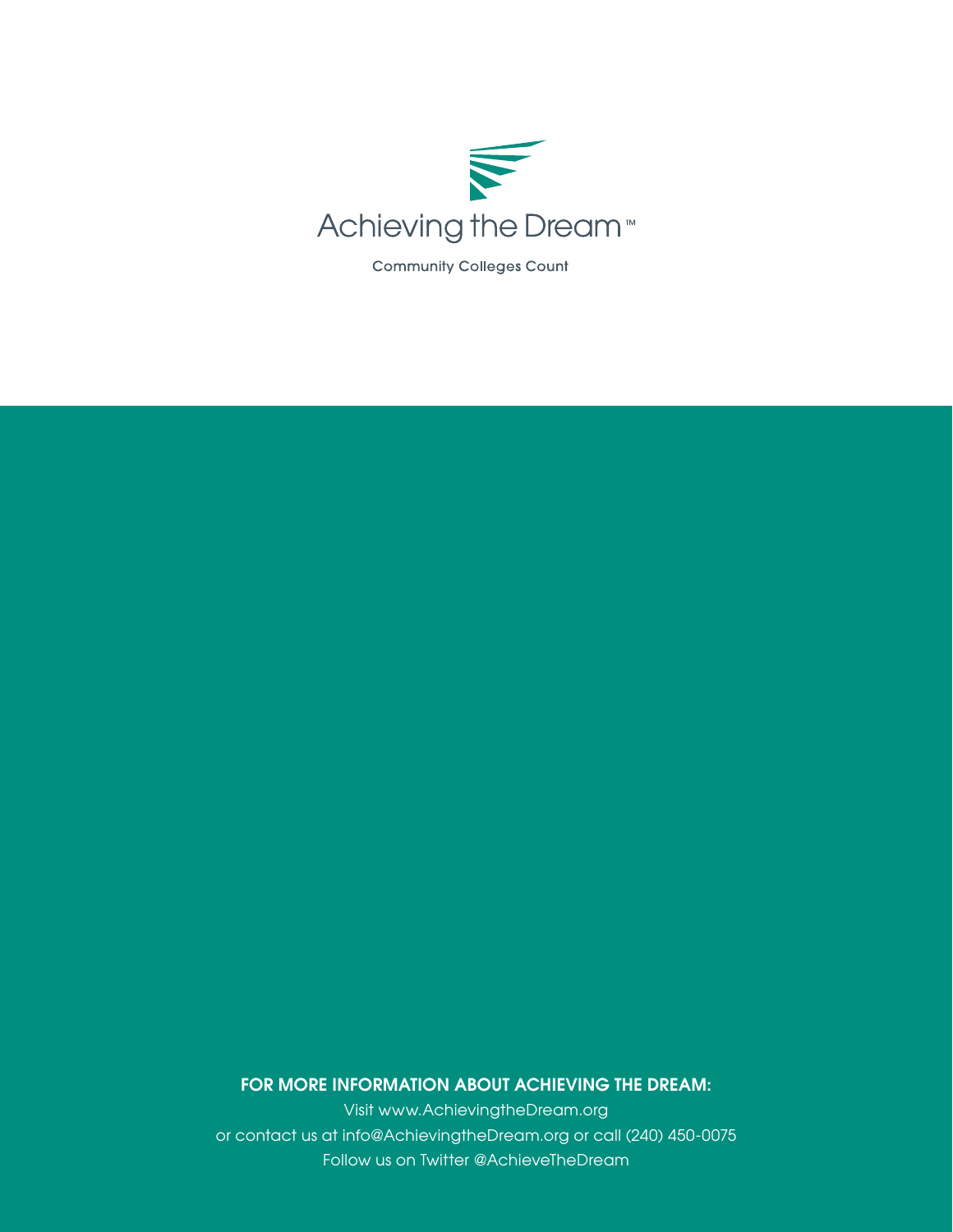Achieving the Dream™

Community Colleges Count

**FOR MORE INFORMATION ABOUT ACHIEVING THE DREAM:**

Visit www.AchievingtheDream.org
or contact us at info@AchievingtheDream.org or call (240) 450-0075
Follow us on Twitter @AchieveTheDream